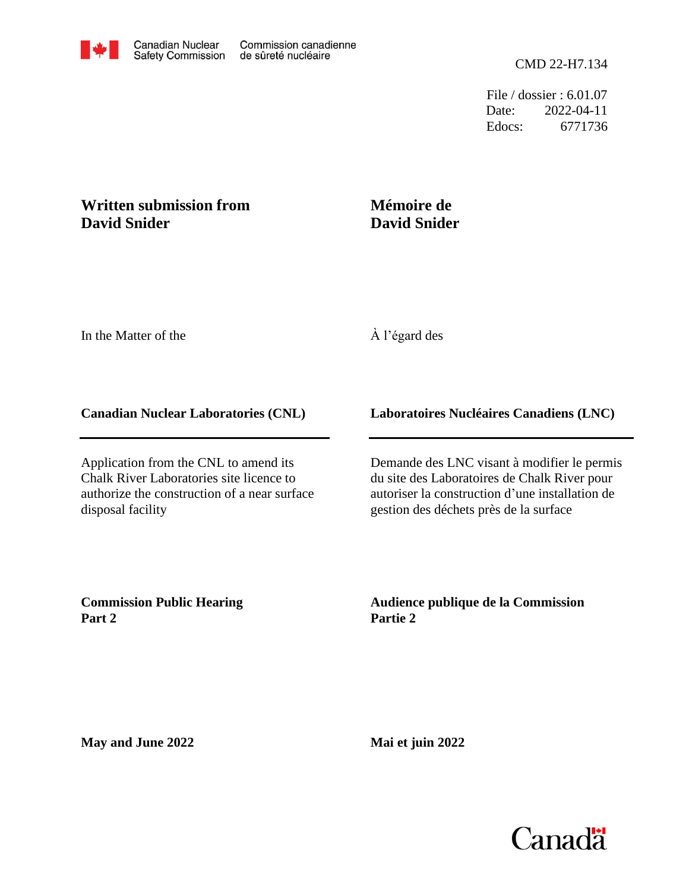Canadian Nuclear Safety Commission | Commission canadienne de sûreté nucléaire

CMD 22-H7.134

File / dossier : 6.01.07
Date: 2022-04-11
Edocs: 6771736

**Written submission from David Snider**

**Mémoire de David Snider**

In the Matter of the

À l'égard des

**Canadian Nuclear Laboratories (CNL)**

**Laboratoires Nucléaires Canadiens (LNC)**

Application from the CNL to amend its Chalk River Laboratories site licence to authorize the construction of a near surface disposal facility

Demande des LNC visant à modifier le permis du site des Laboratoires de Chalk River pour autoriser la construction d'une installation de gestion des déchets près de la surface

**Commission Public Hearing Part 2**

**Audience publique de la Commission Partie 2**

**May and June 2022**

**Mai et juin 2022**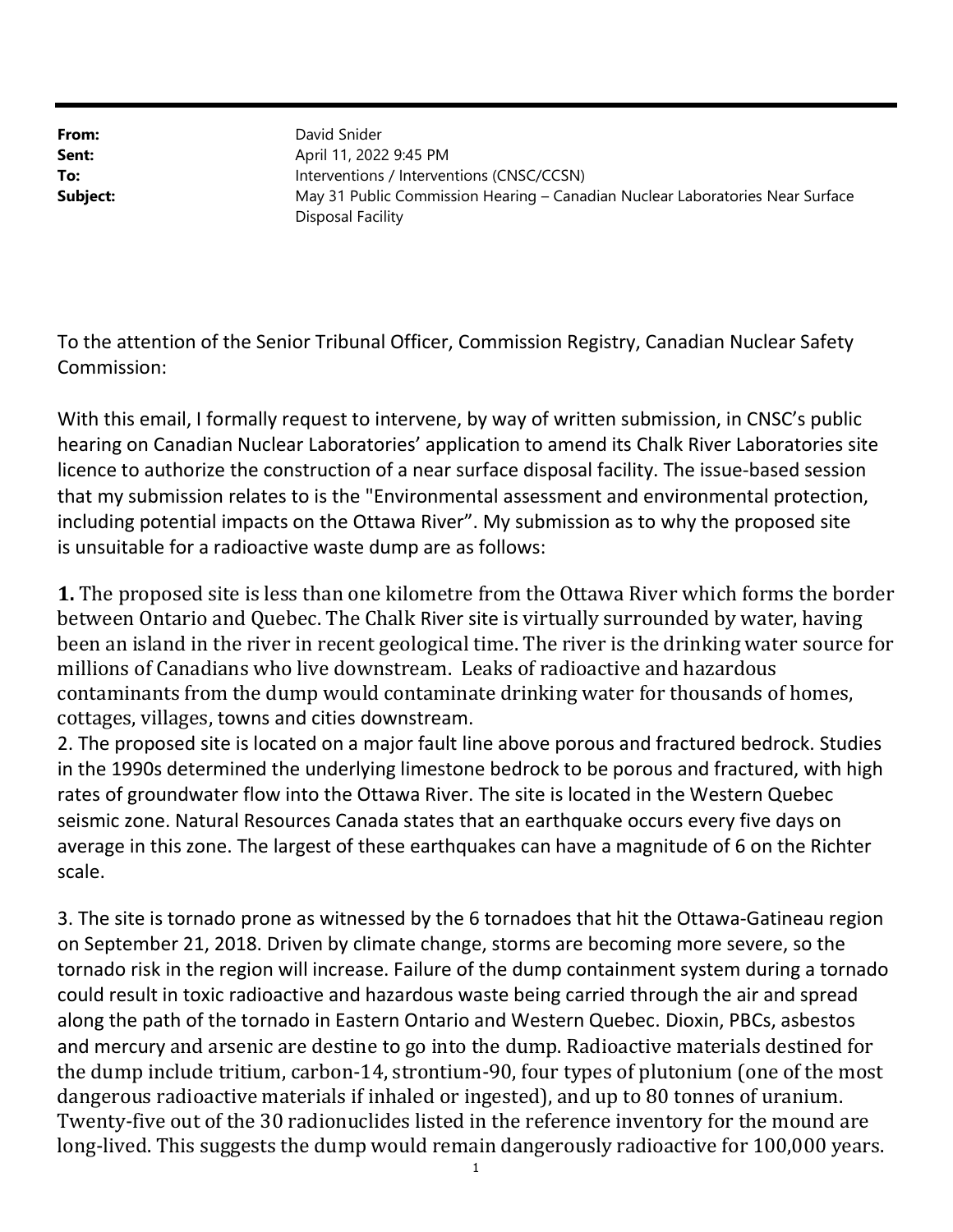**From:** David Snider
**Sent:** April 11, 2022 9:45 PM
**To:** Interventions / Interventions (CNSC/CCSN)
**Subject:** May 31 Public Commission Hearing – Canadian Nuclear Laboratories Near Surface Disposal Facility

To the attention of the Senior Tribunal Officer, Commission Registry, Canadian Nuclear Safety Commission:

With this email, I formally request to intervene, by way of written submission, in CNSC's public hearing on Canadian Nuclear Laboratories' application to amend its Chalk River Laboratories site licence to authorize the construction of a near surface disposal facility. The issue-based session that my submission relates to is the "Environmental assessment and environmental protection, including potential impacts on the Ottawa River". My submission as to why the proposed site is unsuitable for a radioactive waste dump are as follows:

**1.** The proposed site is less than one kilometre from the Ottawa River which forms the border between Ontario and Quebec. The Chalk River site is virtually surrounded by water, having been an island in the river in recent geological time. The river is the drinking water source for millions of Canadians who live downstream. Leaks of radioactive and hazardous contaminants from the dump would contaminate drinking water for thousands of homes, cottages, villages, towns and cities downstream.

2. The proposed site is located on a major fault line above porous and fractured bedrock. Studies in the 1990s determined the underlying limestone bedrock to be porous and fractured, with high rates of groundwater flow into the Ottawa River. The site is located in the Western Quebec seismic zone. Natural Resources Canada states that an earthquake occurs every five days on average in this zone. The largest of these earthquakes can have a magnitude of 6 on the Richter scale.

3. The site is tornado prone as witnessed by the 6 tornadoes that hit the Ottawa-Gatineau region on September 21, 2018. Driven by climate change, storms are becoming more severe, so the tornado risk in the region will increase. Failure of the dump containment system during a tornado could result in toxic radioactive and hazardous waste being carried through the air and spread along the path of the tornado in Eastern Ontario and Western Quebec. Dioxin, PBCs, asbestos and mercury and arsenic are destine to go into the dump. Radioactive materials destined for the dump include tritium, carbon-14, strontium-90, four types of plutonium (one of the most dangerous radioactive materials if inhaled or ingested), and up to 80 tonnes of uranium. Twenty-five out of the 30 radionuclides listed in the reference inventory for the mound are long-lived. This suggests the dump would remain dangerously radioactive for 100,000 years.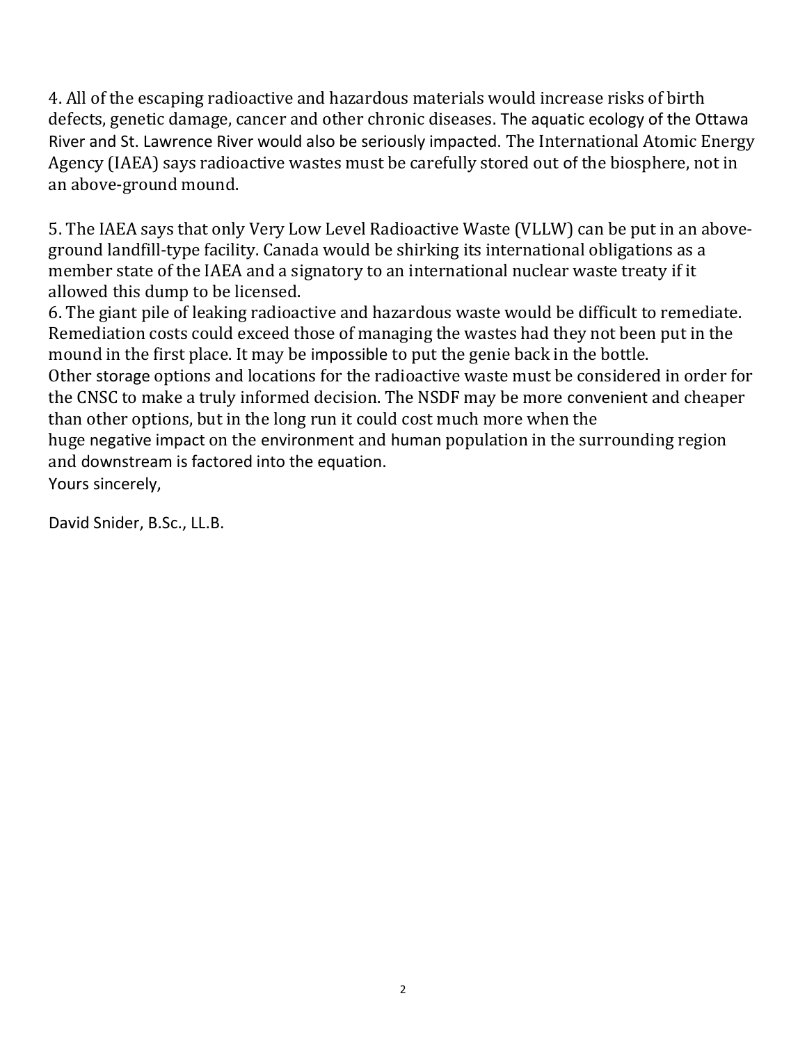4. All of the escaping radioactive and hazardous materials would increase risks of birth defects, genetic damage, cancer and other chronic diseases. The aquatic ecology of the Ottawa River and St. Lawrence River would also be seriously impacted. The International Atomic Energy Agency (IAEA) says radioactive wastes must be carefully stored out of the biosphere, not in an above-ground mound.

5. The IAEA says that only Very Low Level Radioactive Waste (VLLW) can be put in an above-ground landfill-type facility. Canada would be shirking its international obligations as a member state of the IAEA and a signatory to an international nuclear waste treaty if it allowed this dump to be licensed.

6. The giant pile of leaking radioactive and hazardous waste would be difficult to remediate. Remediation costs could exceed those of managing the wastes had they not been put in the mound in the first place. It may be impossible to put the genie back in the bottle.

Other storage options and locations for the radioactive waste must be considered in order for the CNSC to make a truly informed decision. The NSDF may be more convenient and cheaper than other options, but in the long run it could cost much more when the huge negative impact on the environment and human population in the surrounding region and downstream is factored into the equation.

Yours sincerely,

David Snider, B.Sc., LL.B.